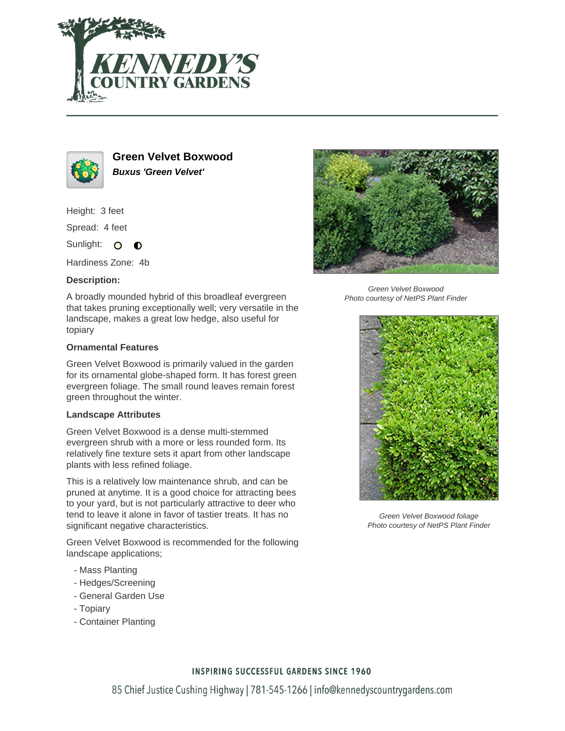# Green Velvet Boxwood

***Buxus 'Green Velvet'***

Height: 3 feet

Spread: 4 feet

Sunlight:

Hardiness Zone: 4b

### Description:

A broadly mounded hybrid of this broadleaf evergreen that takes pruning exceptionally well; very versatile in the landscape, makes a great low hedge, also useful for topiary

### Ornamental Features

Green Velvet Boxwood is primarily valued in the garden for its ornamental globe-shaped form. It has forest green evergreen foliage. The small round leaves remain forest green throughout the winter.

### Landscape Attributes

Green Velvet Boxwood is a dense multi-stemmed evergreen shrub with a more or less rounded form. Its relatively fine texture sets it apart from other landscape plants with less refined foliage.

This is a relatively low maintenance shrub, and can be pruned at anytime. It is a good choice for attracting bees to your yard, but is not particularly attractive to deer who tend to leave it alone in favor of tastier treats. It has no significant negative characteristics.

Green Velvet Boxwood is recommended for the following landscape applications;

- Mass Planting
- Hedges/Screening
- General Garden Use
- Topiary
- Container Planting

*Green Velvet Boxwood*
*Photo courtesy of NetPS Plant Finder*

*Green Velvet Boxwood foliage*
*Photo courtesy of NetPS Plant Finder*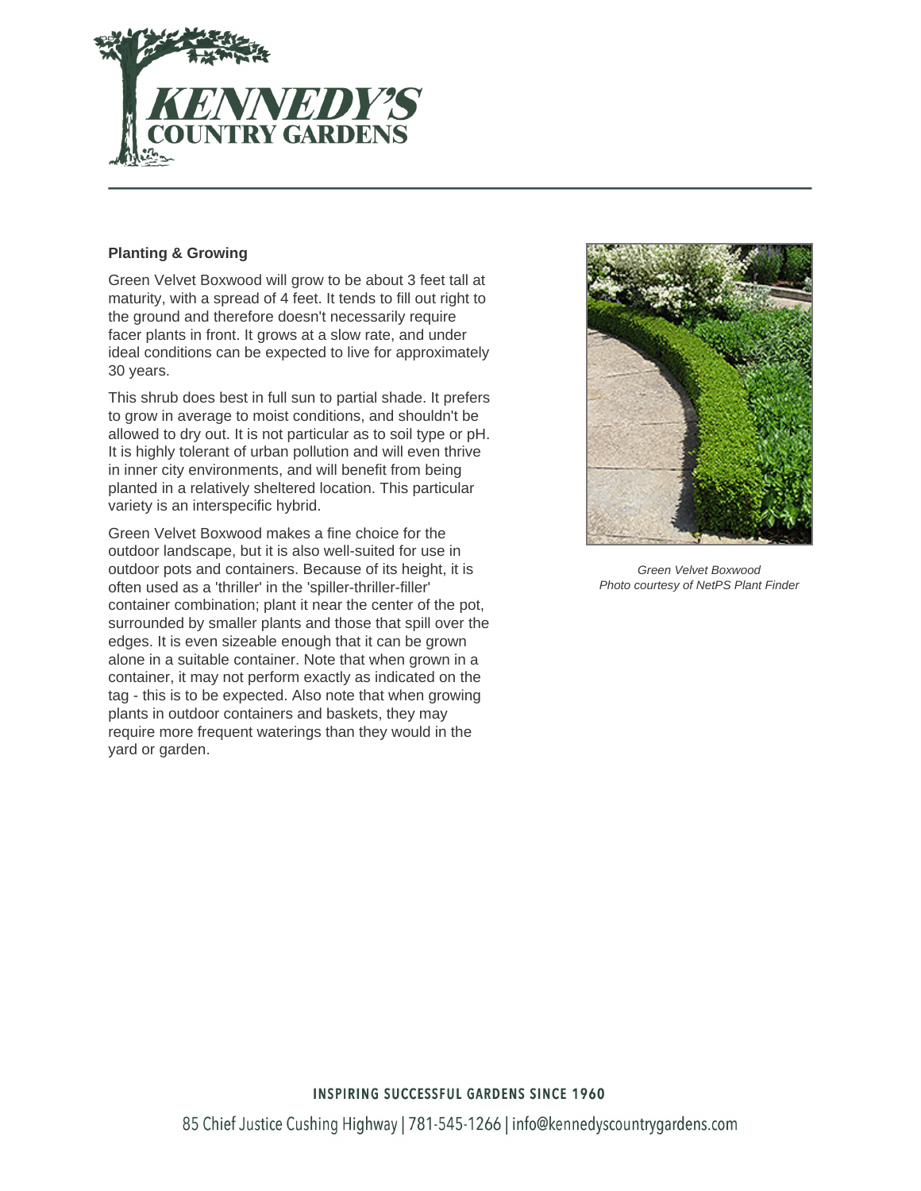## Planting & Growing

Green Velvet Boxwood will grow to be about 3 feet tall at maturity, with a spread of 4 feet. It tends to fill out right to the ground and therefore doesn't necessarily require facer plants in front. It grows at a slow rate, and under ideal conditions can be expected to live for approximately 30 years.

This shrub does best in full sun to partial shade. It prefers to grow in average to moist conditions, and shouldn't be allowed to dry out. It is not particular as to soil type or pH. It is highly tolerant of urban pollution and will even thrive in inner city environments, and will benefit from being planted in a relatively sheltered location. This particular variety is an interspecific hybrid.

Green Velvet Boxwood makes a fine choice for the outdoor landscape, but it is also well-suited for use in outdoor pots and containers. Because of its height, it is often used as a 'thriller' in the 'spiller-thriller-filler' container combination; plant it near the center of the pot, surrounded by smaller plants and those that spill over the edges. It is even sizeable enough that it can be grown alone in a suitable container. Note that when grown in a container, it may not perform exactly as indicated on the tag - this is to be expected. Also note that when growing plants in outdoor containers and baskets, they may require more frequent waterings than they would in the yard or garden.

*Green Velvet Boxwood*
*Photo courtesy of NetPS Plant Finder*